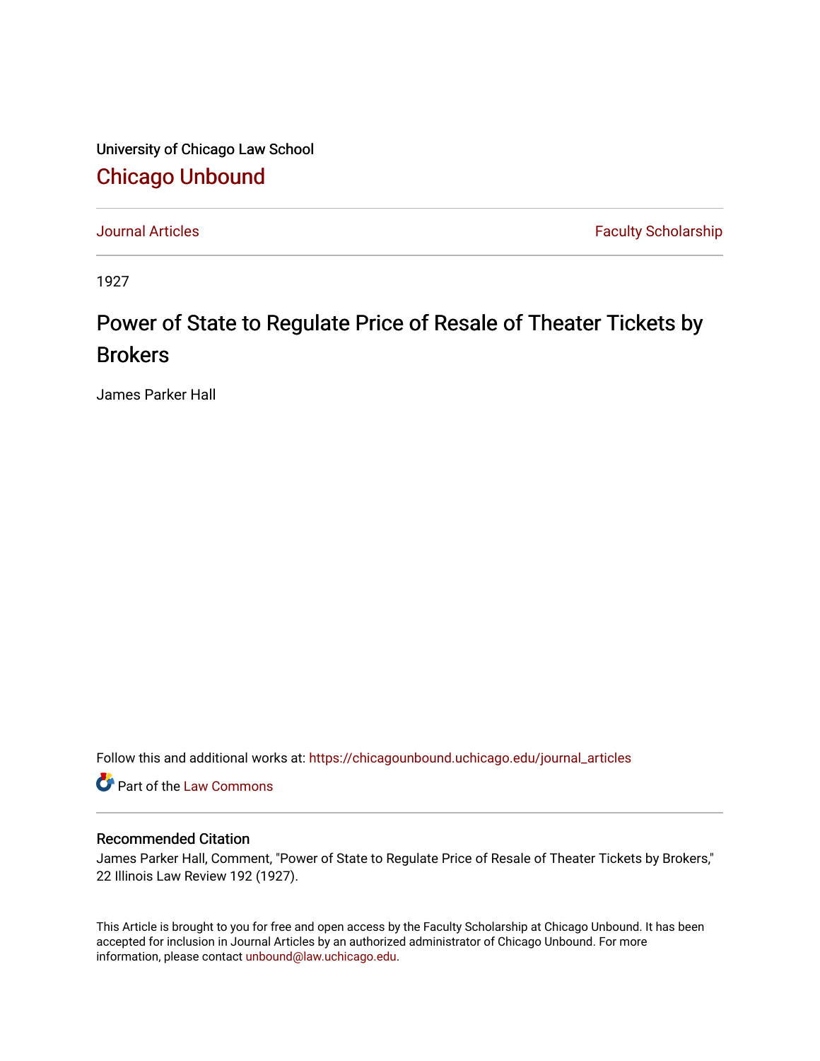University of Chicago Law School

# Chicago Unbound

Journal Articles | Faculty Scholarship

1927

# Power of State to Regulate Price of Resale of Theater Tickets by Brokers

James Parker Hall

Follow this and additional works at: https://chicagounbound.uchicago.edu/journal_articles

Part of the Law Commons

## Recommended Citation

James Parker Hall, Comment, "Power of State to Regulate Price of Resale of Theater Tickets by Brokers," 22 Illinois Law Review 192 (1927).

This Article is brought to you for free and open access by the Faculty Scholarship at Chicago Unbound. It has been accepted for inclusion in Journal Articles by an authorized administrator of Chicago Unbound. For more information, please contact unbound@law.uchicago.edu.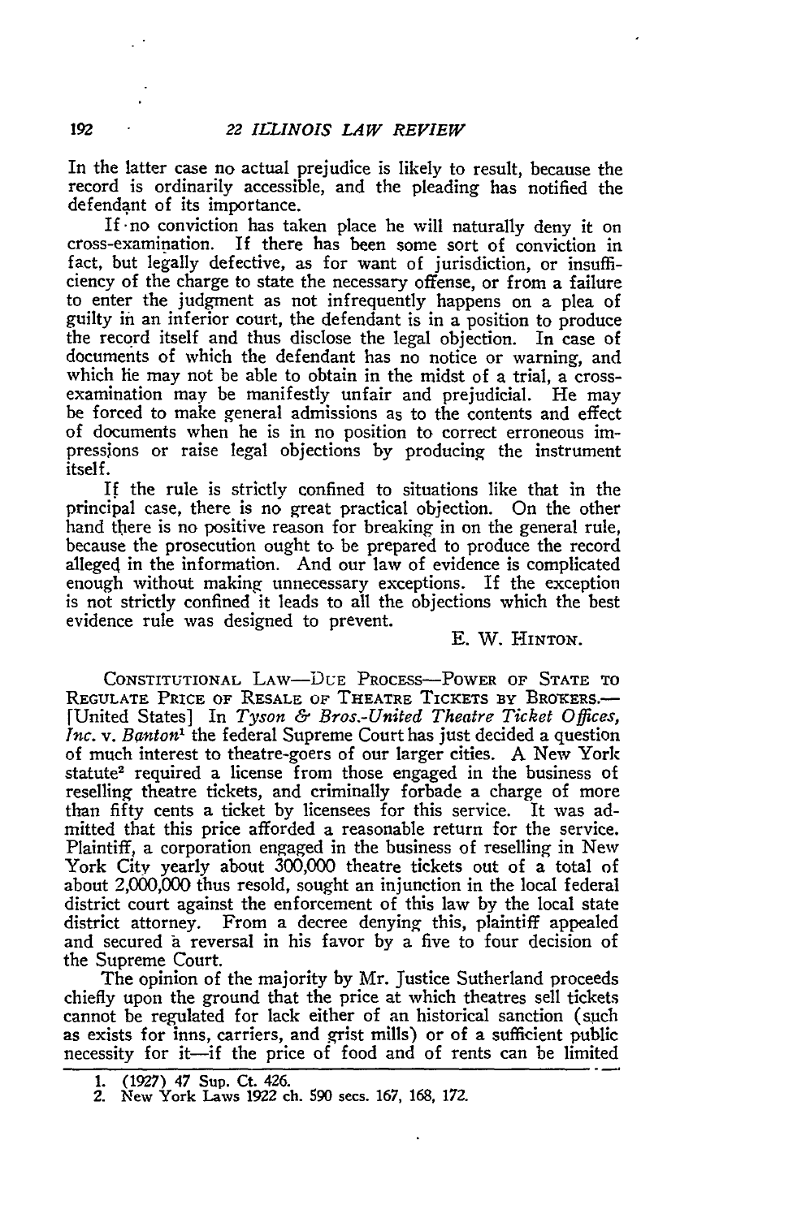In the latter case no actual prejudice is likely to result, because the record is ordinarily accessible, and the pleading has notified the defendant of its importance.

If no conviction has taken place he will naturally deny it on cross-examination. If there has been some sort of conviction in fact, but legally defective, as for want of jurisdiction, or insufficiency of the charge to state the necessary offense, or from a failure to enter the judgment as not infrequently happens on a plea of guilty in an inferior court, the defendant is in a position to produce the record itself and thus disclose the legal objection. In case of documents of which the defendant has no notice or warning, and which he may not be able to obtain in the midst of a trial, a cross-examination may be manifestly unfair and prejudicial. He may be forced to make general admissions as to the contents and effect of documents when he is in no position to correct erroneous impressions or raise legal objections by producing the instrument itself.

If the rule is strictly confined to situations like that in the principal case, there is no great practical objection. On the other hand there is no positive reason for breaking in on the general rule, because the prosecution ought to be prepared to produce the record alleged in the information. And our law of evidence is complicated enough without making unnecessary exceptions. If the exception is not strictly confined it leads to all the objections which the best evidence rule was designed to prevent.

E. W. HINTON.

CONSTITUTIONAL LAW—DUE PROCESS—POWER OF STATE TO REGULATE PRICE OF RESALE OF THEATRE TICKETS BY BROKERS.—[United States] In *Tyson & Bros.-United Theatre Ticket Offices, Inc.* v. *Banton*[1] the federal Supreme Court has just decided a question of much interest to theatre-goers of our larger cities. A New York statute[2] required a license from those engaged in the business of reselling theatre tickets, and criminally forbade a charge of more than fifty cents a ticket by licensees for this service. It was admitted that this price afforded a reasonable return for the service. Plaintiff, a corporation engaged in the business of reselling in New York City yearly about 300,000 theatre tickets out of a total of about 2,000,000 thus resold, sought an injunction in the local federal district court against the enforcement of this law by the local state district attorney. From a decree denying this, plaintiff appealed and secured a reversal in his favor by a five to four decision of the Supreme Court.

The opinion of the majority by Mr. Justice Sutherland proceeds chiefly upon the ground that the price at which theatres sell tickets cannot be regulated for lack either of an historical sanction (such as exists for inns, carriers, and grist mills) or of a sufficient public necessity for it—if the price of food and of rents can be limited

1. (1927) 47 Sup. Ct. 426.
2. New York Laws 1922 ch. 590 secs. 167, 168, 172.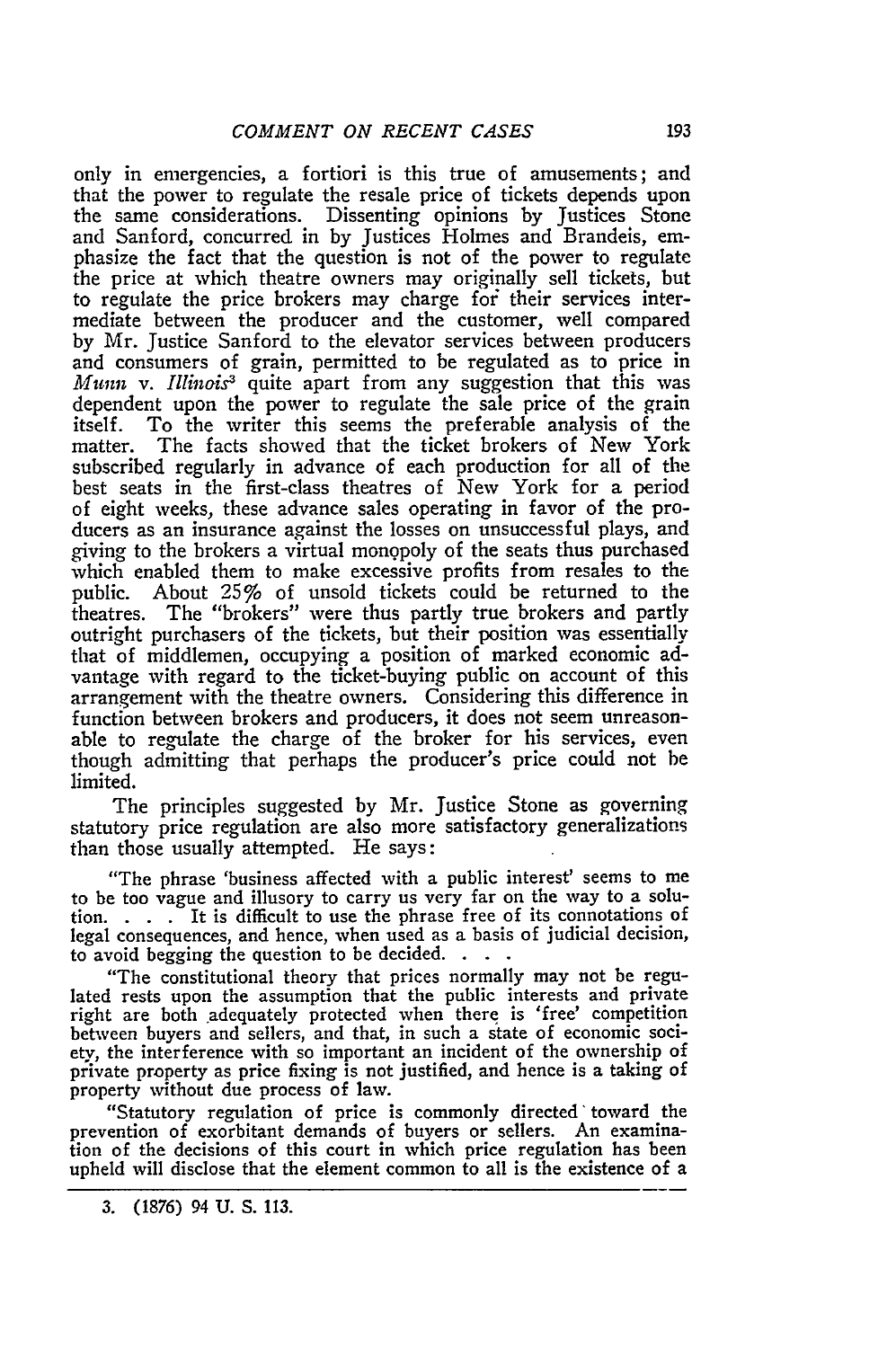only in emergencies, a fortiori is this true of amusements; and that the power to regulate the resale price of tickets depends upon the same considerations. Dissenting opinions by Justices Stone and Sanford, concurred in by Justices Holmes and Brandeis, emphasize the fact that the question is not of the power to regulate the price at which theatre owners may originally sell tickets, but to regulate the price brokers may charge for their services intermediate between the producer and the customer, well compared by Mr. Justice Sanford to the elevator services between producers and consumers of grain, permitted to be regulated as to price in *Munn* v. *Illinois*[3] quite apart from any suggestion that this was dependent upon the power to regulate the sale price of the grain itself. To the writer this seems the preferable analysis of the matter. The facts showed that the ticket brokers of New York subscribed regularly in advance of each production for all of the best seats in the first-class theatres of New York for a period of eight weeks, these advance sales operating in favor of the producers as an insurance against the losses on unsuccessful plays, and giving to the brokers a virtual monopoly of the seats thus purchased which enabled them to make excessive profits from resales to the public. About 25% of unsold tickets could be returned to the theatres. The "brokers" were thus partly true brokers and partly outright purchasers of the tickets, but their position was essentially that of middlemen, occupying a position of marked economic advantage with regard to the ticket-buying public on account of this arrangement with the theatre owners. Considering this difference in function between brokers and producers, it does not seem unreasonable to regulate the charge of the broker for his services, even though admitting that perhaps the producer's price could not be limited.

The principles suggested by Mr. Justice Stone as governing statutory price regulation are also more satisfactory generalizations than those usually attempted. He says:

> "The phrase 'business affected with a public interest' seems to me to be too vague and illusory to carry us very far on the way to a solution. . . . It is difficult to use the phrase free of its connotations of legal consequences, and hence, when used as a basis of judicial decision, to avoid begging the question to be decided. . . .
>
> "The constitutional theory that prices normally may not be regulated rests upon the assumption that the public interests and private right are both adequately protected when there is 'free' competition between buyers and sellers, and that, in such a state of economic society, the interference with so important an incident of the ownership of private property as price fixing is not justified, and hence is a taking of property without due process of law.
>
> "Statutory regulation of price is commonly directed toward the prevention of exorbitant demands of buyers or sellers. An examination of the decisions of this court in which price regulation has been upheld will disclose that the element common to all is the existence of a

3. (1876) 94 U. S. 113.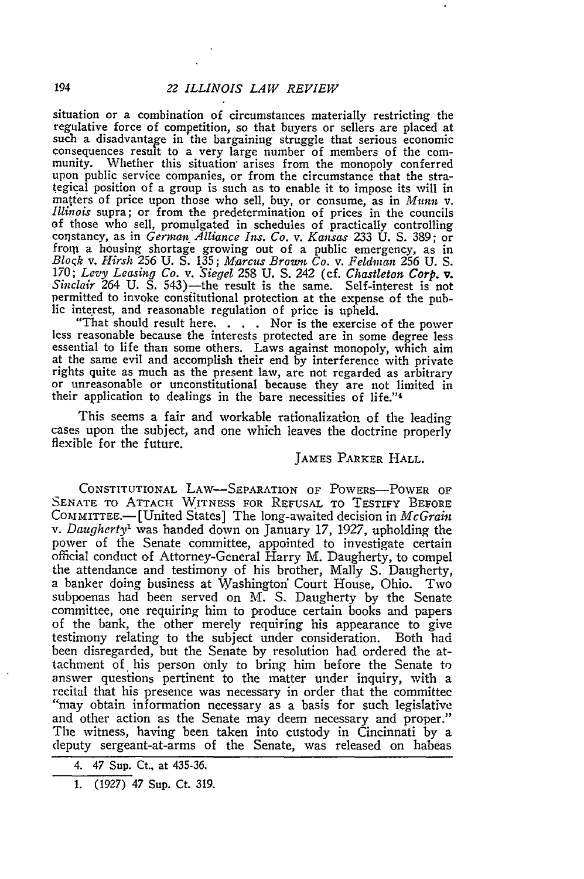situation or a combination of circumstances materially restricting the regulative force of competition, so that buyers or sellers are placed at such a disadvantage in the bargaining struggle that serious economic consequences result to a very large number of members of the community. Whether this situation arises from the monopoly conferred upon public service companies, or from the circumstance that the strategical position of a group is such as to enable it to impose its will in matters of price upon those who sell, buy, or consume, as in *Munn* v. *Illinois* supra; or from the predetermination of prices in the councils of those who sell, promulgated in schedules of practically controlling constancy, as in *German Alliance Ins. Co.* v. *Kansas* 233 U. S. 389; or from a housing shortage growing out of a public emergency, as in *Block* v. *Hirsh* 256 U. S. 135; *Marcus Brown Co.* v. *Feldman* 256 U. S. 170; *Levy Leasing Co.* v. *Siegel* 258 U. S. 242 (cf. *Chastleton Corp.* v. *Sinclair* 264 U. S. 543)—the result is the same. Self-interest is not permitted to invoke constitutional protection at the expense of the public interest, and reasonable regulation of price is upheld.

"That should result here. . . . Nor is the exercise of the power less reasonable because the interests protected are in some degree less essential to life than some others. Laws against monopoly, which aim at the same evil and accomplish their end by interference with private rights quite as much as the present law, are not regarded as arbitrary or unreasonable or unconstitutional because they are not limited in their application to dealings in the bare necessities of life."[4]

This seems a fair and workable rationalization of the leading cases upon the subject, and one which leaves the doctrine properly flexible for the future.

JAMES PARKER HALL.

CONSTITUTIONAL LAW—SEPARATION OF POWERS—POWER OF SENATE TO ATTACH WITNESS FOR REFUSAL TO TESTIFY BEFORE COMMITTEE.—[United States] The long-awaited decision in *McGrain* v. *Daugherty*[1] was handed down on January 17, 1927, upholding the power of the Senate committee, appointed to investigate certain official conduct of Attorney-General Harry M. Daugherty, to compel the attendance and testimony of his brother, Mally S. Daugherty, a banker doing business at Washington Court House, Ohio. Two subpoenas had been served on M. S. Daugherty by the Senate committee, one requiring him to produce certain books and papers of the bank, the other merely requiring his appearance to give testimony relating to the subject under consideration. Both had been disregarded, but the Senate by resolution had ordered the attachment of his person only to bring him before the Senate to answer questions pertinent to the matter under inquiry, with a recital that his presence was necessary in order that the committee "may obtain information necessary as a basis for such legislative and other action as the Senate may deem necessary and proper." The witness, having been taken into custody in Cincinnati by a deputy sergeant-at-arms of the Senate, was released on habeas

4. 47 Sup. Ct., at 435-36.

1. (1927) 47 Sup. Ct. 319.